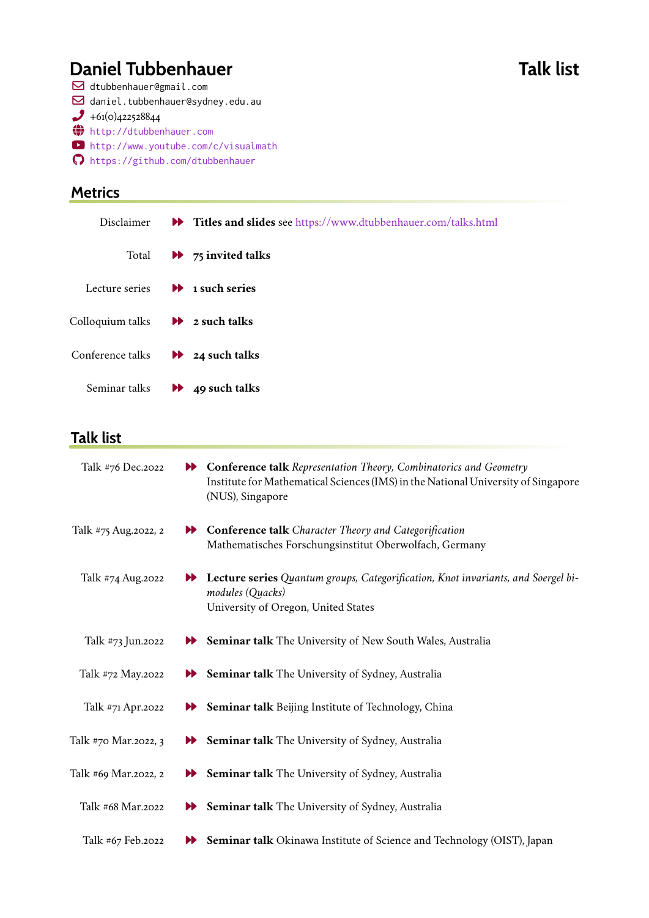# Daniel Tubbenhauer

# Talk list

- dtubbenhauer@gmail.com
- daniel.tubbenhauer@sydney.edu.au
- +61(0)422528844
- http://dtubbenhauer.com
- http://www.youtube.com/c/visualmath
- https://github.com/dtubbenhauer

## Metrics

Disclaimer ⏩ **Titles and slides** see https://www.dtubbenhauer.com/talks.html

Total ⏩ **75 invited talks**

Lecture series ⏩ **1 such series**

Colloquium talks ⏩ **2 such talks**

Conference talks ⏩ **24 such talks**

Seminar talks ⏩ **49 such talks**

## Talk list

Talk #76 Dec.2022 ⏩ **Conference talk** *Representation Theory, Combinatorics and Geometry*
Institute for Mathematical Sciences (IMS) in the National University of Singapore (NUS), Singapore

Talk #75 Aug.2022, 2 ⏩ **Conference talk** *Character Theory and Categorification*
Mathematisches Forschungsinstitut Oberwolfach, Germany

Talk #74 Aug.2022 ⏩ **Lecture series** *Quantum groups, Categorification, Knot invariants, and Soergel bimodules (Quacks)*
University of Oregon, United States

Talk #73 Jun.2022 ⏩ **Seminar talk** The University of New South Wales, Australia

Talk #72 May.2022 ⏩ **Seminar talk** The University of Sydney, Australia

Talk #71 Apr.2022 ⏩ **Seminar talk** Beijing Institute of Technology, China

Talk #70 Mar.2022, 3 ⏩ **Seminar talk** The University of Sydney, Australia

Talk #69 Mar.2022, 2 ⏩ **Seminar talk** The University of Sydney, Australia

Talk #68 Mar.2022 ⏩ **Seminar talk** The University of Sydney, Australia

Talk #67 Feb.2022 ⏩ **Seminar talk** Okinawa Institute of Science and Technology (OIST), Japan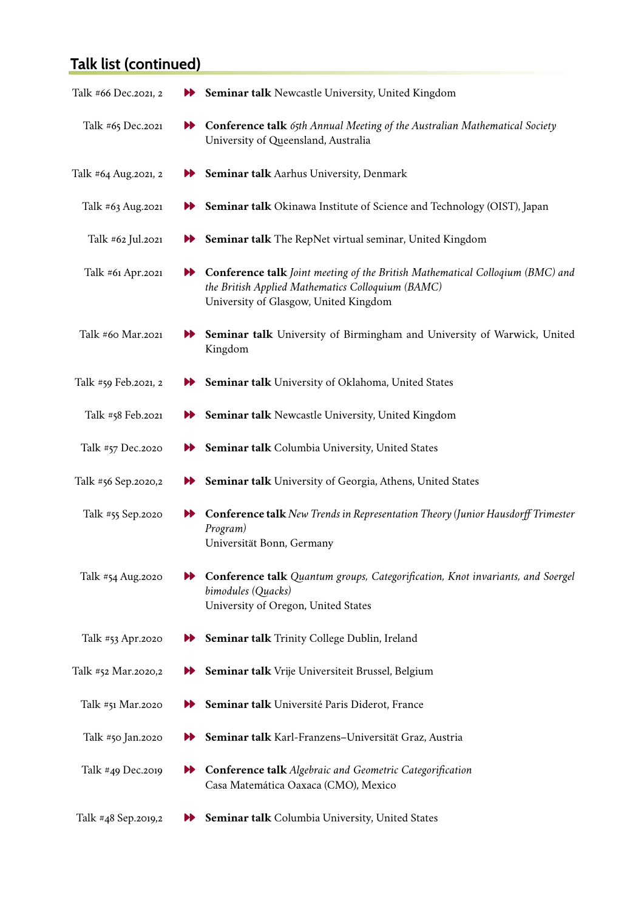## Talk list (continued)

Talk #66 Dec.2021, 2 ⏩ **Seminar talk** Newcastle University, United Kingdom

Talk #65 Dec.2021 ⏩ **Conference talk** *65th Annual Meeting of the Australian Mathematical Society*
University of Queensland, Australia

Talk #64 Aug.2021, 2 ⏩ **Seminar talk** Aarhus University, Denmark

Talk #63 Aug.2021 ⏩ **Seminar talk** Okinawa Institute of Science and Technology (OIST), Japan

Talk #62 Jul.2021 ⏩ **Seminar talk** The RepNet virtual seminar, United Kingdom

Talk #61 Apr.2021 ⏩ **Conference talk** *Joint meeting of the British Mathematical Colloqium (BMC) and the British Applied Mathematics Colloquium (BAMC)*
University of Glasgow, United Kingdom

Talk #60 Mar.2021 ⏩ **Seminar talk** University of Birmingham and University of Warwick, United Kingdom

Talk #59 Feb.2021, 2 ⏩ **Seminar talk** University of Oklahoma, United States

Talk #58 Feb.2021 ⏩ **Seminar talk** Newcastle University, United Kingdom

Talk #57 Dec.2020 ⏩ **Seminar talk** Columbia University, United States

Talk #56 Sep.2020,2 ⏩ **Seminar talk** University of Georgia, Athens, United States

Talk #55 Sep.2020 ⏩ **Conference talk** *New Trends in Representation Theory (Junior Hausdorff Trimester Program)*
Universität Bonn, Germany

Talk #54 Aug.2020 ⏩ **Conference talk** *Quantum groups, Categorification, Knot invariants, and Soergel bimodules (Quacks)*
University of Oregon, United States

Talk #53 Apr.2020 ⏩ **Seminar talk** Trinity College Dublin, Ireland

Talk #52 Mar.2020,2 ⏩ **Seminar talk** Vrije Universiteit Brussel, Belgium

Talk #51 Mar.2020 ⏩ **Seminar talk** Université Paris Diderot, France

Talk #50 Jan.2020 ⏩ **Seminar talk** Karl-Franzens–Universität Graz, Austria

Talk #49 Dec.2019 ⏩ **Conference talk** *Algebraic and Geometric Categorification*
Casa Matemática Oaxaca (CMO), Mexico

Talk #48 Sep.2019,2 ⏩ **Seminar talk** Columbia University, United States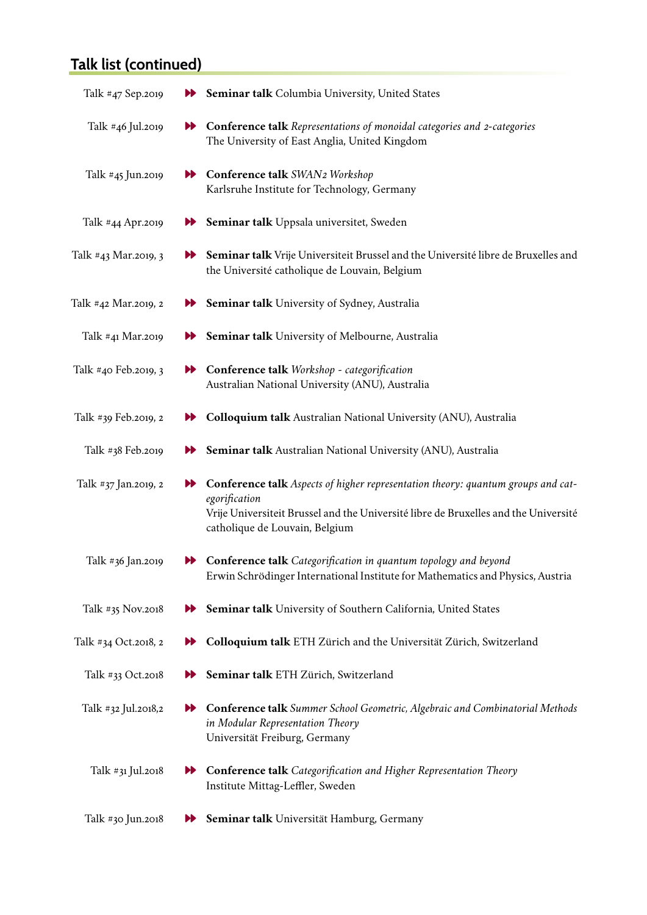## Talk list (continued)

| | |
|---|---|
| Talk #47 Sep.2019 | **Seminar talk** Columbia University, United States |
| Talk #46 Jul.2019 | **Conference talk** *Representations of monoidal categories and 2-categories* The University of East Anglia, United Kingdom |
| Talk #45 Jun.2019 | **Conference talk** *SWAN2 Workshop* Karlsruhe Institute for Technology, Germany |
| Talk #44 Apr.2019 | **Seminar talk** Uppsala universitet, Sweden |
| Talk #43 Mar.2019, 3 | **Seminar talk** Vrije Universiteit Brussel and the Université libre de Bruxelles and the Université catholique de Louvain, Belgium |
| Talk #42 Mar.2019, 2 | **Seminar talk** University of Sydney, Australia |
| Talk #41 Mar.2019 | **Seminar talk** University of Melbourne, Australia |
| Talk #40 Feb.2019, 3 | **Conference talk** *Workshop - categorification* Australian National University (ANU), Australia |
| Talk #39 Feb.2019, 2 | **Colloquium talk** Australian National University (ANU), Australia |
| Talk #38 Feb.2019 | **Seminar talk** Australian National University (ANU), Australia |
| Talk #37 Jan.2019, 2 | **Conference talk** *Aspects of higher representation theory: quantum groups and categorification* Vrije Universiteit Brussel and the Université libre de Bruxelles and the Université catholique de Louvain, Belgium |
| Talk #36 Jan.2019 | **Conference talk** *Categorification in quantum topology and beyond* Erwin Schrödinger International Institute for Mathematics and Physics, Austria |
| Talk #35 Nov.2018 | **Seminar talk** University of Southern California, United States |
| Talk #34 Oct.2018, 2 | **Colloquium talk** ETH Zürich and the Universität Zürich, Switzerland |
| Talk #33 Oct.2018 | **Seminar talk** ETH Zürich, Switzerland |
| Talk #32 Jul.2018,2 | **Conference talk** *Summer School Geometric, Algebraic and Combinatorial Methods in Modular Representation Theory* Universität Freiburg, Germany |
| Talk #31 Jul.2018 | **Conference talk** *Categorification and Higher Representation Theory* Institute Mittag-Leffler, Sweden |
| Talk #30 Jun.2018 | **Seminar talk** Universität Hamburg, Germany |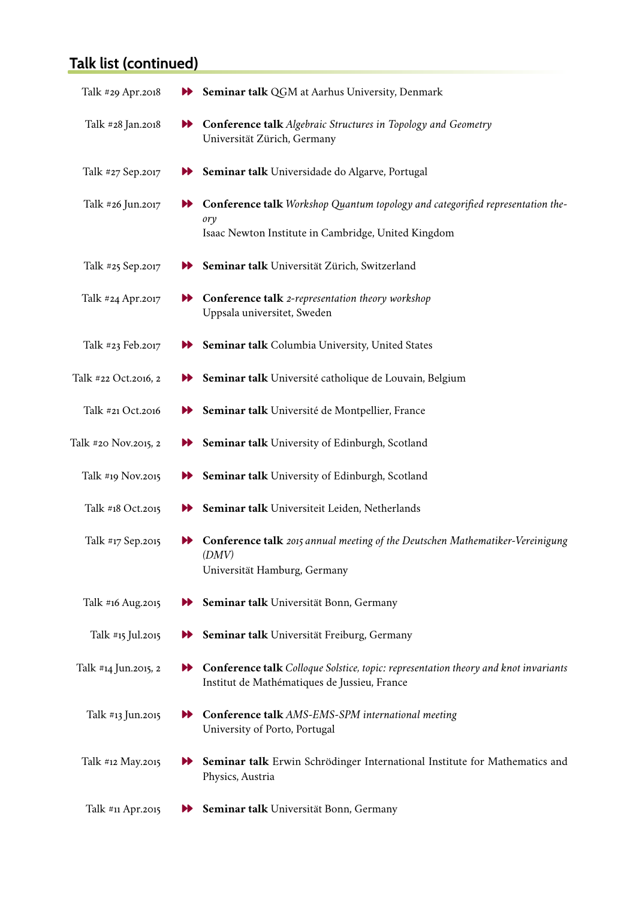## Talk list (continued)

| | | |
|---|---|---|
| Talk #29 Apr.2018 | ▶▶ | **Seminar talk** QGM at Aarhus University, Denmark |
| Talk #28 Jan.2018 | ▶▶ | **Conference talk** *Algebraic Structures in Topology and Geometry* Universität Zürich, Germany |
| Talk #27 Sep.2017 | ▶▶ | **Seminar talk** Universidade do Algarve, Portugal |
| Talk #26 Jun.2017 | ▶▶ | **Conference talk** *Workshop Quantum topology and categorified representation theory* Isaac Newton Institute in Cambridge, United Kingdom |
| Talk #25 Sep.2017 | ▶▶ | **Seminar talk** Universität Zürich, Switzerland |
| Talk #24 Apr.2017 | ▶▶ | **Conference talk** *2-representation theory workshop* Uppsala universitet, Sweden |
| Talk #23 Feb.2017 | ▶▶ | **Seminar talk** Columbia University, United States |
| Talk #22 Oct.2016, 2 | ▶▶ | **Seminar talk** Université catholique de Louvain, Belgium |
| Talk #21 Oct.2016 | ▶▶ | **Seminar talk** Université de Montpellier, France |
| Talk #20 Nov.2015, 2 | ▶▶ | **Seminar talk** University of Edinburgh, Scotland |
| Talk #19 Nov.2015 | ▶▶ | **Seminar talk** University of Edinburgh, Scotland |
| Talk #18 Oct.2015 | ▶▶ | **Seminar talk** Universiteit Leiden, Netherlands |
| Talk #17 Sep.2015 | ▶▶ | **Conference talk** *2015 annual meeting of the Deutschen Mathematiker-Vereinigung (DMV)* Universität Hamburg, Germany |
| Talk #16 Aug.2015 | ▶▶ | **Seminar talk** Universität Bonn, Germany |
| Talk #15 Jul.2015 | ▶▶ | **Seminar talk** Universität Freiburg, Germany |
| Talk #14 Jun.2015, 2 | ▶▶ | **Conference talk** *Colloque Solstice, topic: representation theory and knot invariants* Institut de Mathématiques de Jussieu, France |
| Talk #13 Jun.2015 | ▶▶ | **Conference talk** *AMS-EMS-SPM international meeting* University of Porto, Portugal |
| Talk #12 May.2015 | ▶▶ | **Seminar talk** Erwin Schrödinger International Institute for Mathematics and Physics, Austria |
| Talk #11 Apr.2015 | ▶▶ | **Seminar talk** Universität Bonn, Germany |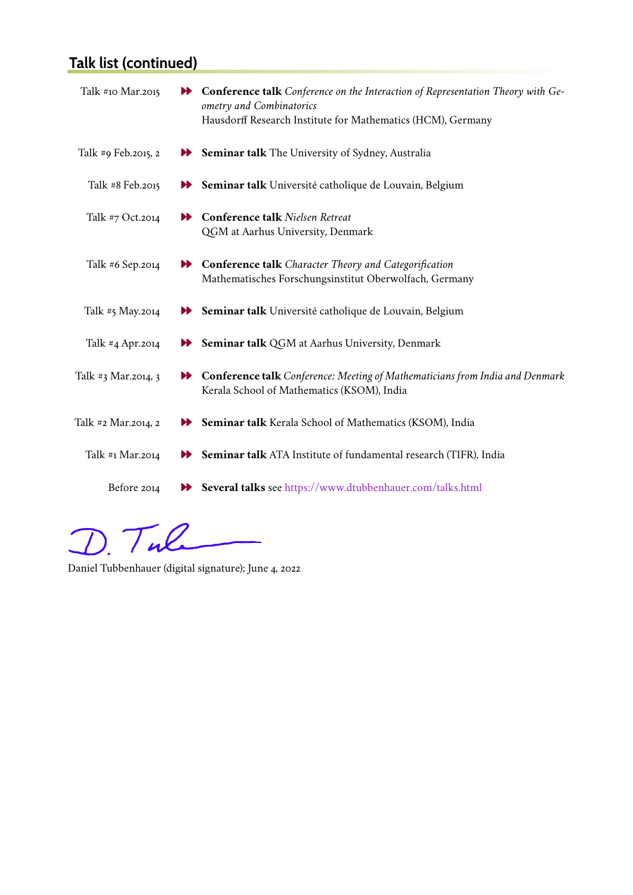## Talk list (continued)

Talk #10 Mar.2015 — **Conference talk** *Conference on the Interaction of Representation Theory with Geometry and Combinatorics*
Hausdorff Research Institute for Mathematics (HCM), Germany

Talk #9 Feb.2015, 2 — **Seminar talk** The University of Sydney, Australia

Talk #8 Feb.2015 — **Seminar talk** Université catholique de Louvain, Belgium

Talk #7 Oct.2014 — **Conference talk** *Nielsen Retreat*
QGM at Aarhus University, Denmark

Talk #6 Sep.2014 — **Conference talk** *Character Theory and Categorification*
Mathematisches Forschungsinstitut Oberwolfach, Germany

Talk #5 May.2014 — **Seminar talk** Université catholique de Louvain, Belgium

Talk #4 Apr.2014 — **Seminar talk** QGM at Aarhus University, Denmark

Talk #3 Mar.2014, 3 — **Conference talk** *Conference: Meeting of Mathematicians from India and Denmark*
Kerala School of Mathematics (KSOM), India

Talk #2 Mar.2014, 2 — **Seminar talk** Kerala School of Mathematics (KSOM), India

Talk #1 Mar.2014 — **Seminar talk** ATA Institute of fundamental research (TIFR), India

Before 2014 — **Several talks** see https://www.dtubbenhauer.com/talks.html

Daniel Tubbenhauer (digital signature); June 4, 2022